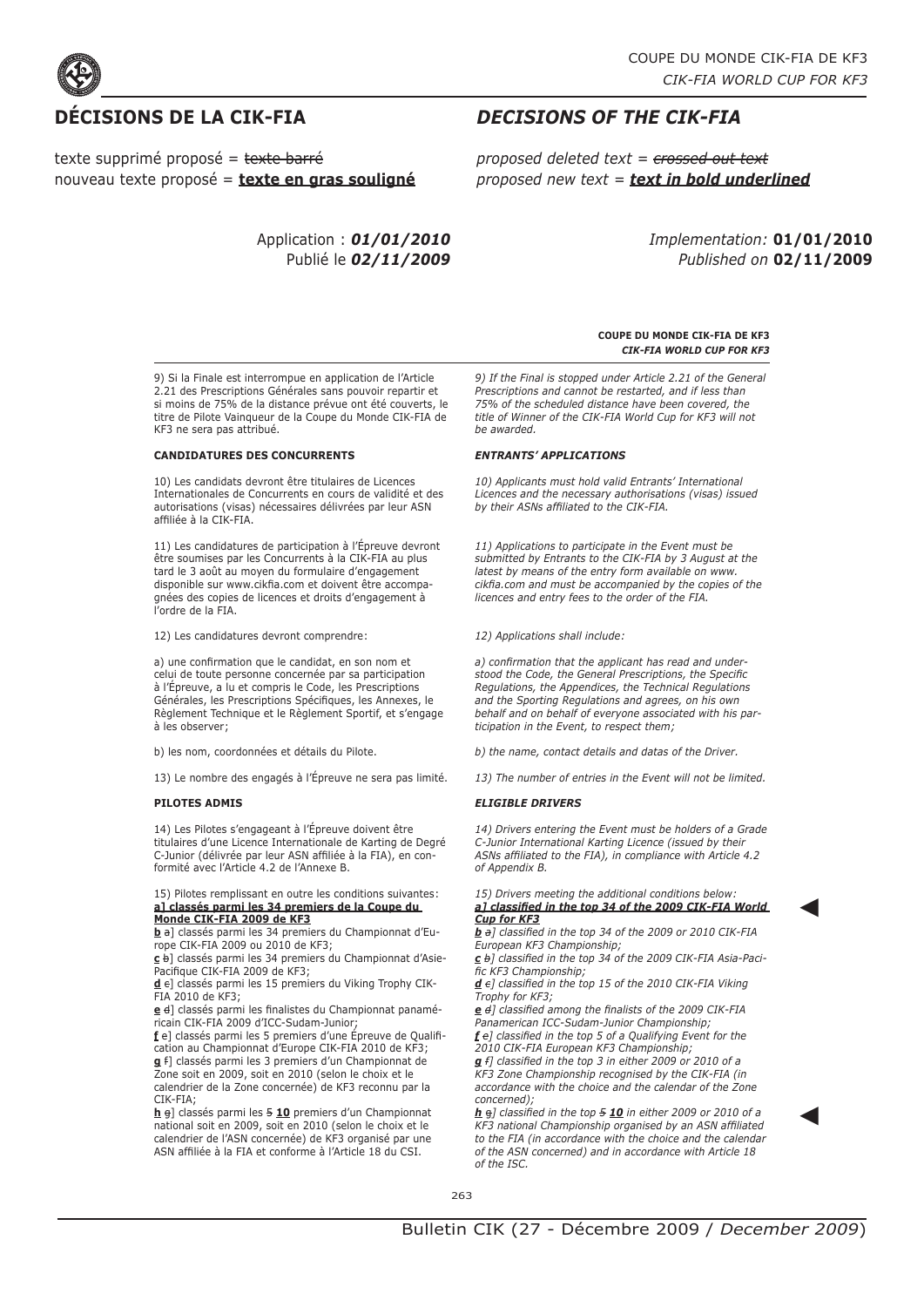# DÉCISIONS DE LA CIK-FIA

# *DECISIONS OF THE CIK-FIA*

texte supprimé proposé = ~~texte barré~~
nouveau texte proposé = **texte en gras souligné**

*proposed deleted text = ~~crossed out text~~*
*proposed new text = **text in bold underlined***

Application : ***01/01/2010***
Publié le ***02/11/2009***

*Implementation:* **01/01/2010**
*Published on* **02/11/2009**

**COUPE DU MONDE CIK-FIA DE KF3**
***CIK-FIA WORLD CUP FOR KF3***

9) Si la Finale est interrompue en application de l'Article 2.21 des Prescriptions Générales sans pouvoir repartir et si moins de 75% de la distance prévue ont été couverts, le titre de Pilote Vainqueur de la Coupe du Monde CIK-FIA de KF3 ne sera pas attribué.

*9) If the Final is stopped under Article 2.21 of the General Prescriptions and cannot be restarted, and if less than 75% of the scheduled distance have been covered, the title of Winner of the CIK-FIA World Cup for KF3 will not be awarded.*

**CANDIDATURES DES CONCURRENTS**

***ENTRANTS' APPLICATIONS***

10) Les candidats devront être titulaires de Licences Internationales de Concurrents en cours de validité et des autorisations (visas) nécessaires délivrées par leur ASN affiliée à la CIK-FIA.

*10) Applicants must hold valid Entrants' International Licences and the necessary authorisations (visas) issued by their ASNs affiliated to the CIK-FIA.*

11) Les candidatures de participation à l'Épreuve devront être soumises par les Concurrents à la CIK-FIA au plus tard le 3 août au moyen du formulaire d'engagement disponible sur www.cikfia.com et doivent être accompagnées des copies de licences et droits d'engagement à l'ordre de la FIA.

*11) Applications to participate in the Event must be submitted by Entrants to the CIK-FIA by 3 August at the latest by means of the entry form available on www.cikfia.com and must be accompanied by the copies of the licences and entry fees to the order of the FIA.*

12) Les candidatures devront comprendre:

*12) Applications shall include:*

a) une confirmation que le candidat, en son nom et celui de toute personne concernée par sa participation à l'Épreuve, a lu et compris le Code, les Prescriptions Générales, les Prescriptions Spécifiques, les Annexes, le Règlement Technique et le Règlement Sportif, et s'engage à les observer;

*a) confirmation that the applicant has read and understood the Code, the General Prescriptions, the Specific Regulations, the Appendices, the Technical Regulations and the Sporting Regulations and agrees, on his own behalf and on behalf of everyone associated with his participation in the Event, to respect them;*

b) les nom, coordonnées et détails du Pilote.

*b) the name, contact details and datas of the Driver.*

13) Le nombre des engagés à l'Épreuve ne sera pas limité.

*13) The number of entries in the Event will not be limited.*

**PILOTES ADMIS**

***ELIGIBLE DRIVERS***

14) Les Pilotes s'engageant à l'Épreuve doivent être titulaires d'une Licence Internationale de Karting de Degré C-Junior (délivrée par leur ASN affiliée à la FIA), en conformité avec l'Article 4.2 de l'Annexe B.

*14) Drivers entering the Event must be holders of a Grade C-Junior International Karting Licence (issued by their ASNs affiliated to the FIA), in compliance with Article 4.2 of Appendix B.*

15) Pilotes remplissant en outre les conditions suivantes:
**a] classés parmi les 34 premiers de la Coupe du Monde CIK-FIA 2009 de KF3**
**b** ~~a~~] classés parmi les 34 premiers du Championnat d'Europe CIK-FIA 2009 ou 2010 de KF3;
**c** ~~b~~] classés parmi les 34 premiers du Championnat d'Asie-Pacifique CIK-FIA 2009 de KF3;
**d** ~~c~~] classés parmi les 15 premiers du Viking Trophy CIK-FIA 2010 de KF3;
**e** ~~d~~] classés parmi les finalistes du Championnat panaméricain CIK-FIA 2009 d'ICC-Sudam-Junior;
**f** e] classés parmi les 5 premiers d'une Épreuve de Qualification au Championnat d'Europe CIK-FIA 2010 de KF3;
**g** ~~f~~] classés parmi les 3 premiers d'un Championnat de Zone soit en 2009, soit en 2010 (selon le choix et le calendrier de la Zone concernée) de KF3 reconnu par la CIK-FIA;
**h** ~~g~~] classés parmi les ~~5~~ **10** premiers d'un Championnat national soit en 2009, soit en 2010 (selon le choix et le calendrier de l'ASN concernée) de KF3 organisé par une ASN affiliée à la FIA et conforme à l'Article 18 du CSI.

*15) Drivers meeting the additional conditions below:*
***a] classified in the top 34 of the 2009 CIK-FIA World Cup for KF3***
***b*** *~~a~~] classified in the top 34 of the 2009 or 2010 CIK-FIA European KF3 Championship;*
***c*** *~~b~~] classified in the top 34 of the 2009 CIK-FIA Asia-Pacific KF3 Championship;*
***d*** *~~c~~] classified in the top 15 of the 2010 CIK-FIA Viking Trophy for KF3;*
***e*** *~~d~~] classified among the finalists of the 2009 CIK-FIA Panamerican ICC-Sudam-Junior Championship;*
***f*** *e] classified in the top 5 of a Qualifying Event for the 2010 CIK-FIA European KF3 Championship;*
***g*** *~~f~~] classified in the top 3 in either 2009 or 2010 of a KF3 Zone Championship recognised by the CIK-FIA (in accordance with the choice and the calendar of the Zone concerned);*
***h*** *~~g~~] classified in the top ~~5~~ **10** in either 2009 or 2010 of a KF3 national Championship organised by an ASN affiliated to the FIA (in accordance with the choice and the calendar of the ASN concerned) and in accordance with Article 18 of the ISC.*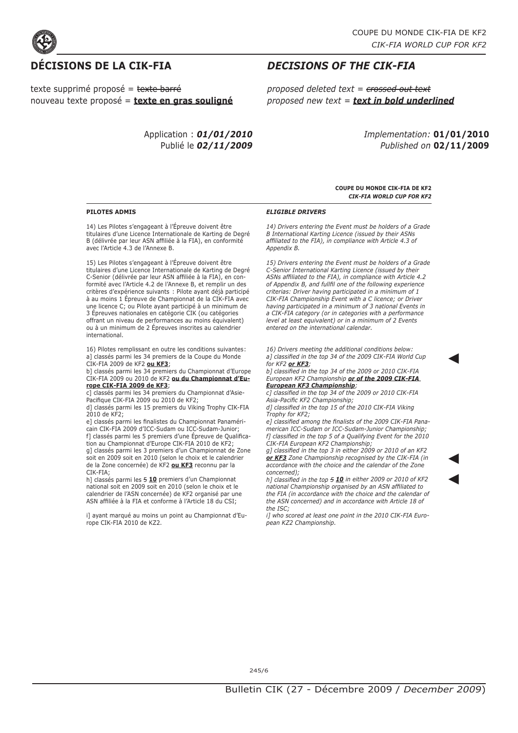# DÉCISIONS DE LA CIK-FIA

# *DECISIONS OF THE CIK-FIA*

texte supprimé proposé = ~~texte barré~~
nouveau texte proposé = **<u>texte en gras souligné</u>**

*proposed deleted text = ~~crossed out text~~*
*proposed new text = **<u>text in bold underlined</u>***

Application : ***01/01/2010***
Publié le ***02/11/2009***

*Implementation:* **01/01/2010**
*Published on* **02/11/2009**

**COUPE DU MONDE CIK-FIA DE KF2**
***CIK-FIA WORLD CUP FOR KF2***

## PILOTES ADMIS

14) Les Pilotes s'engageant à l'Épreuve doivent être titulaires d'une Licence Internationale de Karting de Degré B (délivrée par leur ASN affiliée à la FIA), en conformité avec l'Article 4.3 de l'Annexe B.

15) Les Pilotes s'engageant à l'Épreuve doivent être titulaires d'une Licence Internationale de Karting de Degré C-Senior (délivrée par leur ASN affiliée à la FIA), en conformité avec l'Article 4.2 de l'Annexe B, et remplir un des critères d'expérience suivants : Pilote ayant déjà participé à au moins 1 Épreuve de Championnat de la CIK-FIA avec une licence C; ou Pilote ayant participé à un minimum de 3 Épreuves nationales en catégorie CIK (ou catégories offrant un niveau de performances au moins équivalent) ou à un minimum de 2 Épreuves inscrites au calendrier international.

16) Pilotes remplissant en outre les conditions suivantes:
a] classés parmi les 34 premiers de la Coupe du Monde CIK-FIA 2009 de KF2 **<u>ou KF3</u>**;
b] classés parmi les 34 premiers du Championnat d'Europe CIK-FIA 2009 ou 2010 de KF2 **<u>ou du Championnat d'Europe CIK-FIA 2009 de KF3</u>**;
c] classés parmi les 34 premiers du Championnat d'Asie-Pacifique CIK-FIA 2009 ou 2010 de KF2;
d] classés parmi les 15 premiers du Viking Trophy CIK-FIA 2010 de KF2;
e] classés parmi les finalistes du Championnat Panaméricain CIK-FIA 2009 d'ICC-Sudam ou ICC-Sudam-Junior;
f] classés parmi les 5 premiers d'une Épreuve de Qualification au Championnat d'Europe CIK-FIA 2010 de KF2;
g] classés parmi les 3 premiers d'un Championnat de Zone soit en 2009 soit en 2010 (selon le choix et le calendrier de la Zone concernée) de KF2 **<u>ou KF3</u>** reconnu par la CIK-FIA;
h] classés parmi les ~~5~~ **<u>10</u>** premiers d'un Championnat national soit en 2009 soit en 2010 (selon le choix et le calendrier de l'ASN concernée) de KF2 organisé par une ASN affiliée à la FIA et conforme à l'Article 18 du CSI;

i] ayant marqué au moins un point au Championnat d'Europe CIK-FIA 2010 de KZ2.

## *ELIGIBLE DRIVERS*

*14) Drivers entering the Event must be holders of a Grade B International Karting Licence (issued by their ASNs affiliated to the FIA), in compliance with Article 4.3 of Appendix B.*

*15) Drivers entering the Event must be holders of a Grade C-Senior International Karting Licence (issued by their ASNs affiliated to the FIA), in compliance with Article 4.2 of Appendix B, and fullfil one of the following experience criterias: Driver having participated in a minimum of 1 CIK-FIA Championship Event with a C licence; or Driver having participated in a minimum of 3 national Events in a CIK-FIA category (or in categories with a performance level at least equivalent) or in a minimum of 2 Events entered on the international calendar.*

*16) Drivers meeting the additional conditions below:*
*a] classified in the top 34 of the 2009 CIK-FIA World Cup for KF2 **<u>or KF3</u>**;*
*b] classified in the top 34 of the 2009 or 2010 CIK-FIA European KF2 Championship **<u>or of the 2009 CIK-FIA European KF3 Championship</u>**;*
*c] classified in the top 34 of the 2009 or 2010 CIK-FIA Asia-Pacific KF2 Championship;*
*d] classified in the top 15 of the 2010 CIK-FIA Viking Trophy for KF2;*
*e] classified among the finalists of the 2009 CIK-FIA Panamerican ICC-Sudam or ICC-Sudam-Junior Championship;*
*f] classified in the top 5 of a Qualifying Event for the 2010 CIK-FIA European KF2 Championship;*
*g] classified in the top 3 in either 2009 or 2010 of an KF2 **<u>or KF3</u>** Zone Championship recognised by the CIK-FIA (in accordance with the choice and the calendar of the Zone concerned);*
*h] classified in the top ~~5~~ **<u>10</u>** in either 2009 or 2010 of KF2 national Championship organised by an ASN affiliated to the FIA (in accordance with the choice and the calendar of the ASN concerned) and in accordance with Article 18 of the ISC;*
*i] who scored at least one point in the 2010 CIK-FIA European KZ2 Championship.*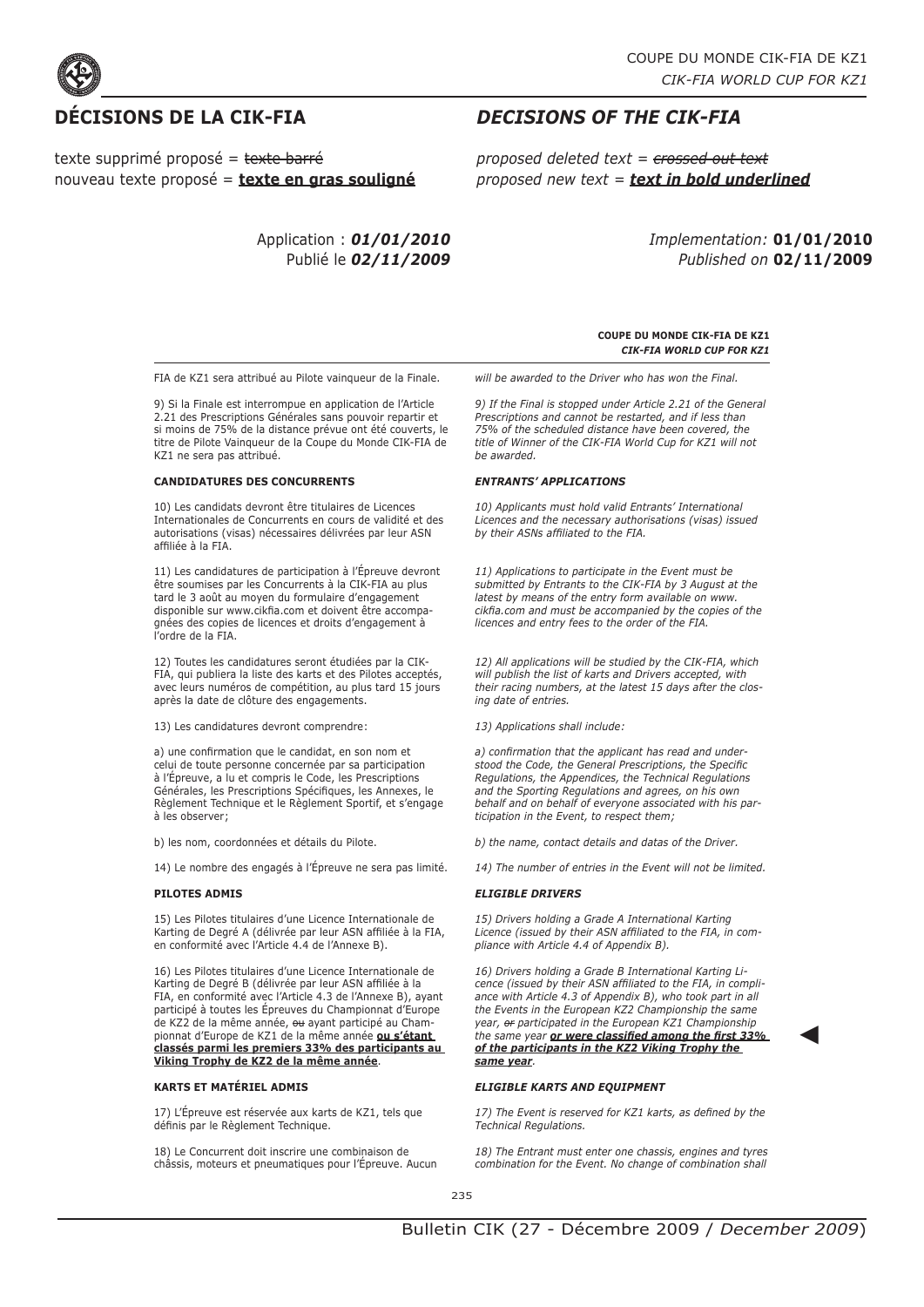# DÉCISIONS DE LA CIK-FIA

# *DECISIONS OF THE CIK-FIA*

texte supprimé proposé = ~~texte barré~~
nouveau texte proposé = **<u>texte en gras souligné</u>**

*proposed deleted text = ~~crossed out text~~*
*proposed new text = **<u>text in bold underlined</u>***

Application : ***01/01/2010***
Publié le ***02/11/2009***

*Implementation:* **01/01/2010**
*Published on* **02/11/2009**

**COUPE DU MONDE CIK-FIA DE KZ1**
***CIK-FIA WORLD CUP FOR KZ1***

FIA de KZ1 sera attribué au Pilote vainqueur de la Finale.

9) Si la Finale est interrompue en application de l'Article 2.21 des Prescriptions Générales sans pouvoir repartir et si moins de 75% de la distance prévue ont été couverts, le titre de Pilote Vainqueur de la Coupe du Monde CIK-FIA de KZ1 ne sera pas attribué.

**CANDIDATURES DES CONCURRENTS**

10) Les candidats devront être titulaires de Licences Internationales de Concurrents en cours de validité et des autorisations (visas) nécessaires délivrées par leur ASN affiliée à la FIA.

11) Les candidatures de participation à l'Épreuve devront être soumises par les Concurrents à la CIK-FIA au plus tard le 3 août au moyen du formulaire d'engagement disponible sur www.cikfia.com et doivent être accompagnées des copies de licences et droits d'engagement à l'ordre de la FIA.

12) Toutes les candidatures seront étudiées par la CIK-FIA, qui publiera la liste des karts et des Pilotes acceptés, avec leurs numéros de compétition, au plus tard 15 jours après la date de clôture des engagements.

13) Les candidatures devront comprendre:

a) une confirmation que le candidat, en son nom et celui de toute personne concernée par sa participation à l'Épreuve, a lu et compris le Code, les Prescriptions Générales, les Prescriptions Spécifiques, les Annexes, le Règlement Technique et le Règlement Sportif, et s'engage à les observer;

b) les nom, coordonnées et détails du Pilote.

14) Le nombre des engagés à l'Épreuve ne sera pas limité.

**PILOTES ADMIS**

15) Les Pilotes titulaires d'une Licence Internationale de Karting de Degré A (délivrée par leur ASN affiliée à la FIA, en conformité avec l'Article 4.4 de l'Annexe B).

16) Les Pilotes titulaires d'une Licence Internationale de Karting de Degré B (délivrée par leur ASN affiliée à la FIA, en conformité avec l'Article 4.3 de l'Annexe B), ayant participé à toutes les Épreuves du Championnat d'Europe de KZ2 de la même année, ~~ou~~ ayant participé au Championnat d'Europe de KZ1 de la même année **<u>ou s'étant classés parmi les premiers 33% des participants au Viking Trophy de KZ2 de la même année</u>**.

**KARTS ET MATÉRIEL ADMIS**

17) L'Épreuve est réservée aux karts de KZ1, tels que définis par le Règlement Technique.

18) Le Concurrent doit inscrire une combinaison de châssis, moteurs et pneumatiques pour l'Épreuve. Aucun

*will be awarded to the Driver who has won the Final.*

*9) If the Final is stopped under Article 2.21 of the General Prescriptions and cannot be restarted, and if less than 75% of the scheduled distance have been covered, the title of Winner of the CIK-FIA World Cup for KZ1 will not be awarded.*

***ENTRANTS' APPLICATIONS***

*10) Applicants must hold valid Entrants' International Licences and the necessary authorisations (visas) issued by their ASNs affiliated to the FIA.*

*11) Applications to participate in the Event must be submitted by Entrants to the CIK-FIA by 3 August at the latest by means of the entry form available on www.cikfia.com and must be accompanied by the copies of the licences and entry fees to the order of the FIA.*

*12) All applications will be studied by the CIK-FIA, which will publish the list of karts and Drivers accepted, with their racing numbers, at the latest 15 days after the closing date of entries.*

*13) Applications shall include:*

*a) confirmation that the applicant has read and understood the Code, the General Prescriptions, the Specific Regulations, the Appendices, the Technical Regulations and the Sporting Regulations and agrees, on his own behalf and on behalf of everyone associated with his participation in the Event, to respect them;*

*b) the name, contact details and datas of the Driver.*

*14) The number of entries in the Event will not be limited.*

***ELIGIBLE DRIVERS***

*15) Drivers holding a Grade A International Karting Licence (issued by their ASN affiliated to the FIA, in compliance with Article 4.4 of Appendix B).*

*16) Drivers holding a Grade B International Karting Licence (issued by their ASN affiliated to the FIA, in compliance with Article 4.3 of Appendix B), who took part in all the Events in the European KZ2 Championship the same year, ~~or~~ participated in the European KZ1 Championship the same year **<u>or were classified among the first 33% of the participants in the KZ2 Viking Trophy the same year</u>**.*

***ELIGIBLE KARTS AND EQUIPMENT***

*17) The Event is reserved for KZ1 karts, as defined by the Technical Regulations.*

*18) The Entrant must enter one chassis, engines and tyres combination for the Event. No change of combination shall*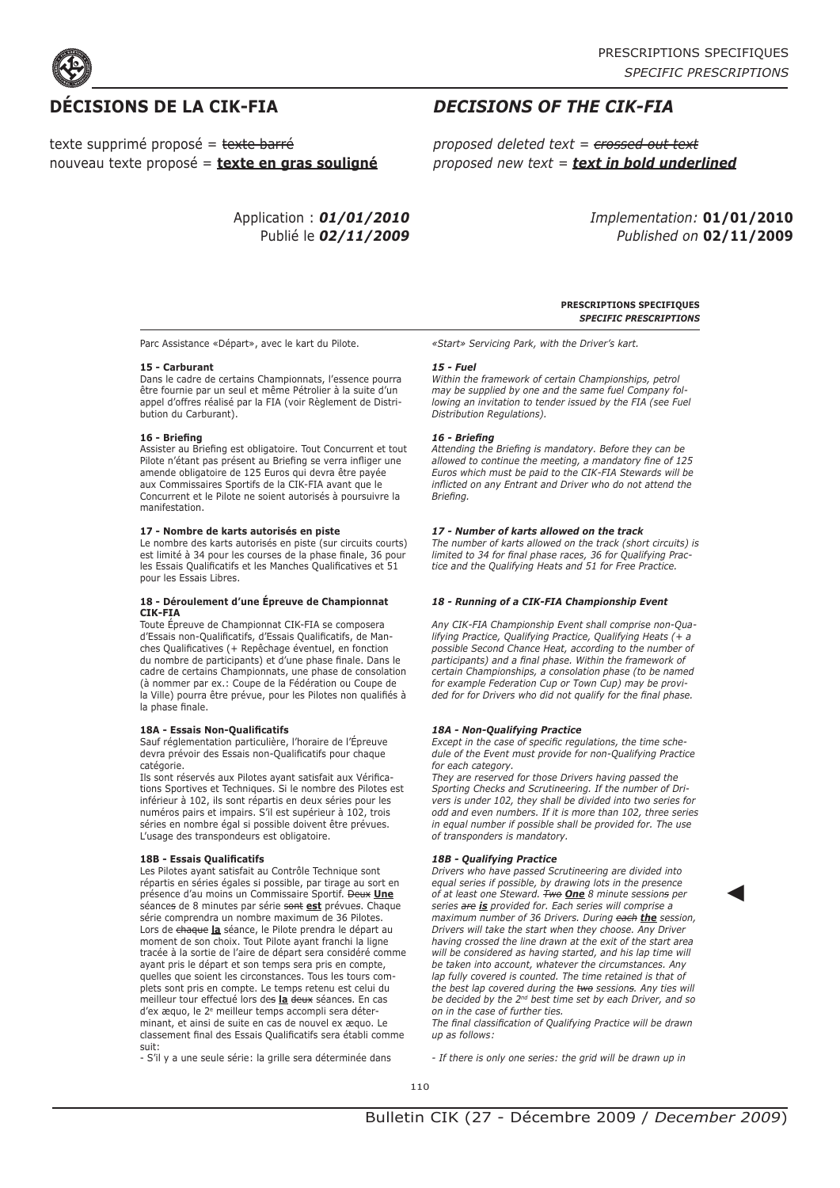# DÉCISIONS DE LA CIK-FIA

texte supprimé proposé = ~~texte barré~~
nouveau texte proposé = **texte en gras souligné**

Application : ***01/01/2010***
Publié le ***02/11/2009***

# *DECISIONS OF THE CIK-FIA*

*proposed deleted text = ~~crossed out text~~*
*proposed new text = **text in bold underlined***

*Implementation:* **01/01/2010**
*Published on* **02/11/2009**

**PRESCRIPTIONS SPECIFIQUES**
***SPECIFIC PRESCRIPTIONS***

Parc Assistance «Départ», avec le kart du Pilote.

**15 - Carburant**
Dans le cadre de certains Championnats, l'essence pourra être fournie par un seul et même Pétrolier à la suite d'un appel d'offres réalisé par la FIA (voir Règlement de Distribution du Carburant).

**16 - Briefing**
Assister au Briefing est obligatoire. Tout Concurrent et tout Pilote n'étant pas présent au Briefing se verra infliger une amende obligatoire de 125 Euros qui devra être payée aux Commissaires Sportifs de la CIK-FIA avant que le Concurrent et le Pilote ne soient autorisés à poursuivre la manifestation.

**17 - Nombre de karts autorisés en piste**
Le nombre des karts autorisés en piste (sur circuits courts) est limité à 34 pour les courses de la phase finale, 36 pour les Essais Qualificatifs et les Manches Qualificatives et 51 pour les Essais Libres.

**18 - Déroulement d'une Épreuve de Championnat CIK-FIA**
Toute Épreuve de Championnat CIK-FIA se composera d'Essais non-Qualificatifs, d'Essais Qualificatifs, de Manches Qualificatives (+ Repêchage éventuel, en fonction du nombre de participants) et d'une phase finale. Dans le cadre de certains Championnats, une phase de consolation (à nommer par ex.: Coupe de la Fédération ou Coupe de la Ville) pourra être prévue, pour les Pilotes non qualifiés à la phase finale.

**18A - Essais Non-Qualificatifs**
Sauf réglementation particulière, l'horaire de l'Épreuve devra prévoir des Essais non-Qualificatifs pour chaque catégorie.
Ils sont réservés aux Pilotes ayant satisfait aux Vérifications Sportives et Techniques. Si le nombre des Pilotes est inférieur à 102, ils sont répartis en deux séries pour les numéros pairs et impairs. S'il est supérieur à 102, trois séries en nombre égal si possible doivent être prévues. L'usage des transpondeurs est obligatoire.

**18B - Essais Qualificatifs**
Les Pilotes ayant satisfait au Contrôle Technique sont répartis en séries égales si possible, par tirage au sort en présence d'au moins un Commissaire Sportif. ~~Deux~~ **Une** séance~~s~~ de 8 minutes par série ~~sont~~ **est** prévue~~s~~. Chaque série comprendra un nombre maximum de 36 Pilotes. Lors de ~~chaque~~ **la** séance, le Pilote prendra le départ au moment de son choix. Tout Pilote ayant franchi la ligne tracée à la sortie de l'aire de départ sera considéré comme ayant pris le départ et son temps sera pris en compte, quelles que soient les circonstances. Tous les tours complets sont pris en compte. Le temps retenu est celui du meilleur tour effectué lors de~~s~~ **la** ~~deux~~ séances. En cas d'ex æquo, le 2e meilleur temps accompli sera déterminant, et ainsi de suite en cas de nouvel ex æquo. Le classement final des Essais Qualificatifs sera établi comme suit:
- S'il y a une seule série: la grille sera déterminée dans

*«Start» Servicing Park, with the Driver's kart.*

***15 - Fuel***
*Within the framework of certain Championships, petrol may be supplied by one and the same fuel Company following an invitation to tender issued by the FIA (see Fuel Distribution Regulations).*

***16 - Briefing***
*Attending the Briefing is mandatory. Before they can be allowed to continue the meeting, a mandatory fine of 125 Euros which must be paid to the CIK-FIA Stewards will be inflicted on any Entrant and Driver who do not attend the Briefing.*

***17 - Number of karts allowed on the track***
*The number of karts allowed on the track (short circuits) is limited to 34 for final phase races, 36 for Qualifying Practice and the Qualifying Heats and 51 for Free Practice.*

***18 - Running of a CIK-FIA Championship Event***
*Any CIK-FIA Championship Event shall comprise non-Qualifying Practice, Qualifying Practice, Qualifying Heats (+ a possible Second Chance Heat, according to the number of participants) and a final phase. Within the framework of certain Championships, a consolation phase (to be named for example Federation Cup or Town Cup) may be provided for for Drivers who did not qualify for the final phase.*

***18A - Non-Qualifying Practice***
*Except in the case of specific regulations, the time schedule of the Event must provide for non-Qualifying Practice for each category.*
*They are reserved for those Drivers having passed the Sporting Checks and Scrutineering. If the number of Drivers is under 102, they shall be divided into two series for odd and even numbers. If it is more than 102, three series in equal number if possible shall be provided for. The use of transponders is mandatory.*

***18B - Qualifying Practice***
*Drivers who have passed Scrutineering are divided into equal series if possible, by drawing lots in the presence of at least one Steward. ~~Two~~ **One** 8 minute session~~s~~ per series ~~are~~ **is** provided for. Each series will comprise a maximum number of 36 Drivers. During ~~each~~ **the** session, Drivers will take the start when they choose. Any Driver having crossed the line drawn at the exit of the start area will be considered as having started, and his lap time will be taken into account, whatever the circumstances. Any lap fully covered is counted. The time retained is that of the best lap covered during the ~~two~~ session~~s~~. Any ties will be decided by the 2nd best time set by each Driver, and so on in the case of further ties.*
*The final classification of Qualifying Practice will be drawn up as follows:*

*- If there is only one series: the grid will be drawn up in*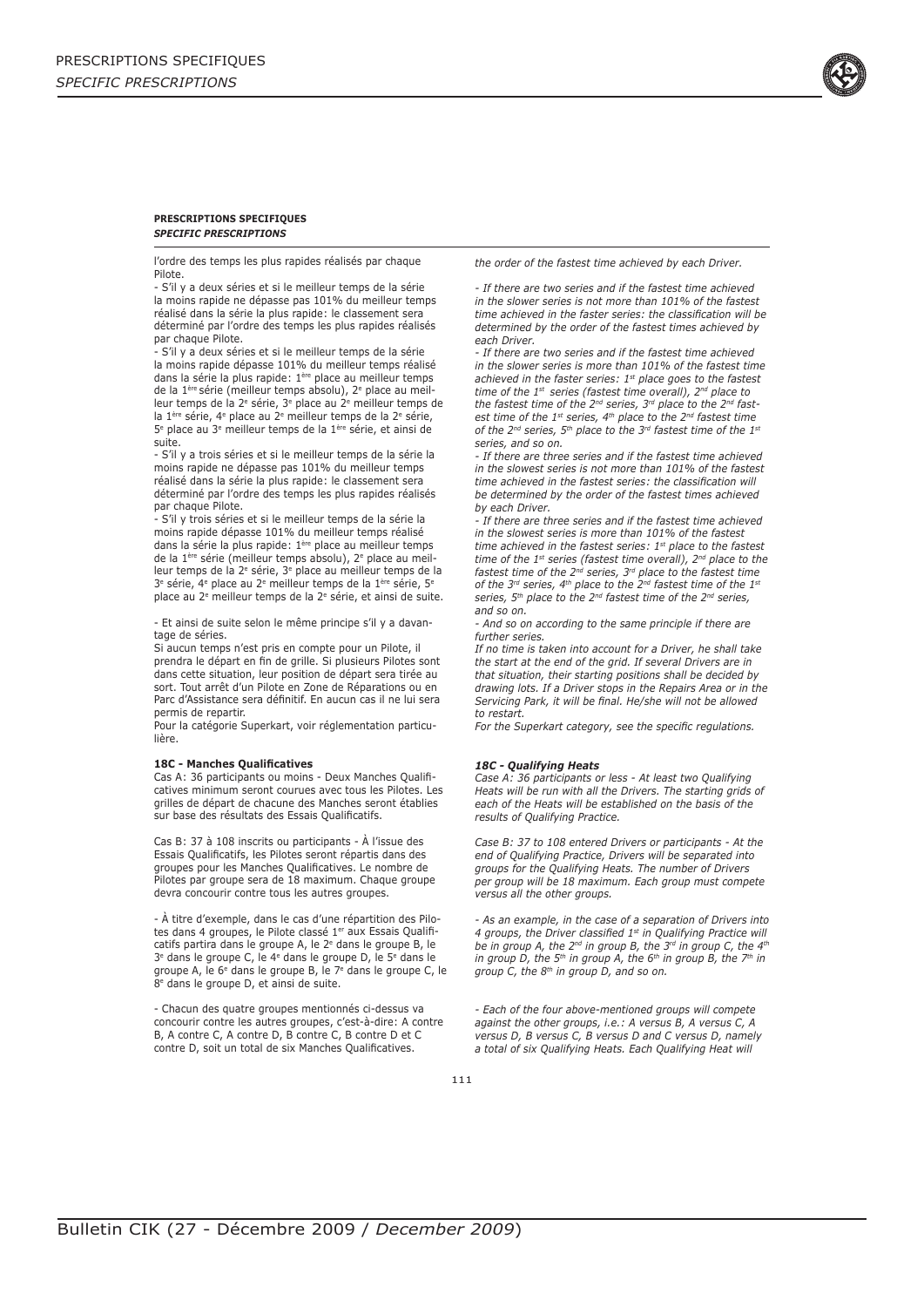**PRESCRIPTIONS SPECIFIQUES**
***SPECIFIC PRESCRIPTIONS***

l'ordre des temps les plus rapides réalisés par chaque Pilote.

- S'il y a deux séries et si le meilleur temps de la série la moins rapide ne dépasse pas 101% du meilleur temps réalisé dans la série la plus rapide: le classement sera déterminé par l'ordre des temps les plus rapides réalisés par chaque Pilote.
- S'il y a deux séries et si le meilleur temps de la série la moins rapide dépasse 101% du meilleur temps réalisé dans la série la plus rapide: 1ère place au meilleur temps de la 1ère série (meilleur temps absolu), 2e place au meilleur temps de la 2e série, 3e place au 2e meilleur temps de la 1ère série, 4e place au 2e meilleur temps de la 2e série, 5e place au 3e meilleur temps de la 1ère série, et ainsi de suite.
- S'il y a trois séries et si le meilleur temps de la série la moins rapide ne dépasse pas 101% du meilleur temps réalisé dans la série la plus rapide: le classement sera déterminé par l'ordre des temps les plus rapides réalisés par chaque Pilote.
- S'il y trois séries et si le meilleur temps de la série la moins rapide dépasse 101% du meilleur temps réalisé dans la série la plus rapide: 1ère place au meilleur temps de la 1ère série (meilleur temps absolu), 2e place au meilleur temps de la 2e série, 3e place au meilleur temps de la 3e série, 4e place au 2e meilleur temps de la 1ère série, 5e place au 2e meilleur temps de la 2e série, et ainsi de suite.

- Et ainsi de suite selon le même principe s'il y a davantage de séries.

Si aucun temps n'est pris en compte pour un Pilote, il prendra le départ en fin de grille. Si plusieurs Pilotes sont dans cette situation, leur position de départ sera tirée au sort. Tout arrêt d'un Pilote en Zone de Réparations ou en Parc d'Assistance sera définitif. En aucun cas il ne lui sera permis de repartir.

Pour la catégorie Superkart, voir réglementation particulière.

**18C - Manches Qualificatives**

Cas A: 36 participants ou moins - Deux Manches Qualificatives minimum seront courues avec tous les Pilotes. Les grilles de départ de chacune des Manches seront établies sur base des résultats des Essais Qualificatifs.

Cas B: 37 à 108 inscrits ou participants - À l'issue des Essais Qualificatifs, les Pilotes seront répartis dans des groupes pour les Manches Qualificatives. Le nombre de Pilotes par groupe sera de 18 maximum. Chaque groupe devra concourir contre tous les autres groupes.

- À titre d'exemple, dans le cas d'une répartition des Pilotes dans 4 groupes, le Pilote classé 1er aux Essais Qualificatifs partira dans le groupe A, le 2e dans le groupe B, le 3e dans le groupe C, le 4e dans le groupe D, le 5e dans le groupe A, le 6e dans le groupe B, le 7e dans le groupe C, le 8e dans le groupe D, et ainsi de suite.

- Chacun des quatre groupes mentionnés ci-dessus va concourir contre les autres groupes, c'est-à-dire: A contre B, A contre C, A contre D, B contre C, B contre D et C contre D, soit un total de six Manches Qualificatives.

*the order of the fastest time achieved by each Driver.*

*- If there are two series and if the fastest time achieved in the slower series is not more than 101% of the fastest time achieved in the faster series: the classification will be determined by the order of the fastest times achieved by each Driver.*
*- If there are two series and if the fastest time achieved in the slower series is more than 101% of the fastest time achieved in the faster series: 1st place goes to the fastest time of the 1st series (fastest time overall), 2nd place to the fastest time of the 2nd series, 3rd place to the 2nd fastest time of the 1st series, 4th place to the 2nd fastest time of the 2nd series, 5th place to the 3rd fastest time of the 1st series, and so on.*
*- If there are three series and if the fastest time achieved in the slowest series is not more than 101% of the fastest time achieved in the fastest series: the classification will be determined by the order of the fastest times achieved by each Driver.*
*- If there are three series and if the fastest time achieved in the slowest series is more than 101% of the fastest time achieved in the fastest series: 1st place to the fastest time of the 1st series (fastest time overall), 2nd place to the fastest time of the 2nd series, 3rd place to the fastest time of the 3rd series, 4th place to the 2nd fastest time of the 1st series, 5th place to the 2nd fastest time of the 2nd series, and so on.*
*- And so on according to the same principle if there are further series.*
*If no time is taken into account for a Driver, he shall take the start at the end of the grid. If several Drivers are in that situation, their starting positions shall be decided by drawing lots. If a Driver stops in the Repairs Area or in the Servicing Park, it will be final. He/she will not be allowed to restart.*
*For the Superkart category, see the specific regulations.*

***18C - Qualifying Heats***

*Case A: 36 participants or less - At least two Qualifying Heats will be run with all the Drivers. The starting grids of each of the Heats will be established on the basis of the results of Qualifying Practice.*

*Case B: 37 to 108 entered Drivers or participants - At the end of Qualifying Practice, Drivers will be separated into groups for the Qualifying Heats. The number of Drivers per group will be 18 maximum. Each group must compete versus all the other groups.*

*- As an example, in the case of a separation of Drivers into 4 groups, the Driver classified 1st in Qualifying Practice will be in group A, the 2nd in group B, the 3rd in group C, the 4th in group D, the 5th in group A, the 6th in group B, the 7th in group C, the 8th in group D, and so on.*

*- Each of the four above-mentioned groups will compete against the other groups, i.e.: A versus B, A versus C, A versus D, B versus C, B versus D and C versus D, namely a total of six Qualifying Heats. Each Qualifying Heat will*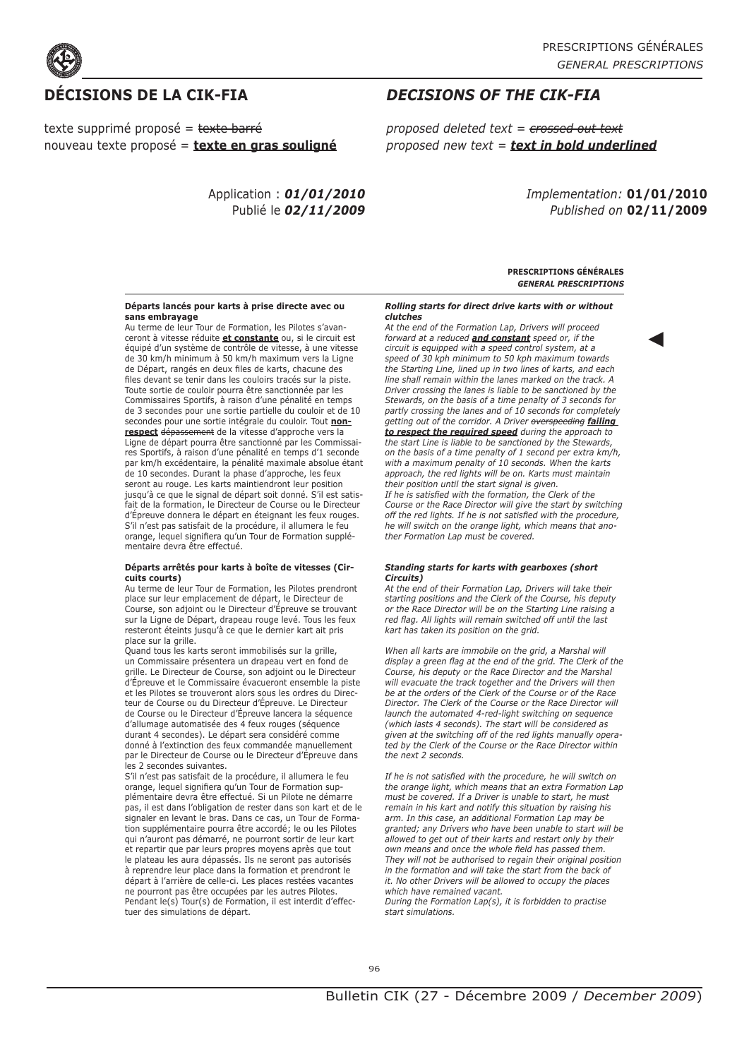# DÉCISIONS DE LA CIK-FIA

texte supprimé proposé = ~~texte barré~~
nouveau texte proposé = **<u>texte en gras souligné</u>**

Application : ***01/01/2010***
Publié le ***02/11/2009***

# *DECISIONS OF THE CIK-FIA*

*proposed deleted text = ~~crossed out text~~*
*proposed new text = **<u>text in bold underlined</u>***

*Implementation:* **01/01/2010**
*Published on* **02/11/2009**

**PRESCRIPTIONS GÉNÉRALES**
***GENERAL PRESCRIPTIONS***

**Départs lancés pour karts à prise directe avec ou sans embrayage**

Au terme de leur Tour de Formation, les Pilotes s'avanceront à vitesse réduite **<u>et constante</u>** ou, si le circuit est équipé d'un système de contrôle de vitesse, à une vitesse de 30 km/h minimum à 50 km/h maximum vers la Ligne de Départ, rangés en deux files de karts, chacune des files devant se tenir dans les couloirs tracés sur la piste. Toute sortie de couloir pourra être sanctionnée par les Commissaires Sportifs, à raison d'une pénalité en temps de 3 secondes pour une sortie partielle du couloir et de 10 secondes pour une sortie intégrale du couloir. Tout **<u>non-respect</u>** ~~dépassement~~ de la vitesse d'approche vers la Ligne de départ pourra être sanctionné par les Commissaires Sportifs, à raison d'une pénalité en temps d'1 seconde par km/h excédentaire, la pénalité maximale absolue étant de 10 secondes. Durant la phase d'approche, les feux seront au rouge. Les karts maintiendront leur position jusqu'à ce que le signal de départ soit donné. S'il est satisfait de la formation, le Directeur de Course ou le Directeur d'Épreuve donnera le départ en éteignant les feux rouges. S'il n'est pas satisfait de la procédure, il allumera le feu orange, lequel signifiera qu'un Tour de Formation supplémentaire devra être effectué.

**Départs arrêtés pour karts à boîte de vitesses (Circuits courts)**

Au terme de leur Tour de Formation, les Pilotes prendront place sur leur emplacement de départ, le Directeur de Course, son adjoint ou le Directeur d'Épreuve se trouvant sur la Ligne de Départ, drapeau rouge levé. Tous les feux resteront éteints jusqu'à ce que le dernier kart ait pris place sur la grille.

Quand tous les karts seront immobilisés sur la grille, un Commissaire présentera un drapeau vert en fond de grille. Le Directeur de Course, son adjoint ou le Directeur d'Épreuve et le Commissaire évacueront ensemble la piste et les Pilotes se trouveront alors sous les ordres du Directeur de Course ou du Directeur d'Épreuve. Le Directeur de Course ou le Directeur d'Épreuve lancera la séquence d'allumage automatisée des 4 feux rouges (séquence durant 4 secondes). Le départ sera considéré comme donné à l'extinction des feux commandée manuellement par le Directeur de Course ou le Directeur d'Épreuve dans les 2 secondes suivantes.

S'il n'est pas satisfait de la procédure, il allumera le feu orange, lequel signifiera qu'un Tour de Formation supplémentaire devra être effectué. Si un Pilote ne démarre pas, il est dans l'obligation de rester dans son kart et de le signaler en levant le bras. Dans ce cas, un Tour de Formation supplémentaire pourra être accordé; le ou les Pilotes qui n'auront pas démarré, ne pourront sortir de leur kart et repartir que par leurs propres moyens après que tout le plateau les aura dépassés. Ils ne seront pas autorisés à reprendre leur place dans la formation et prendront le départ à l'arrière de celle-ci. Les places restées vacantes ne pourront pas être occupées par les autres Pilotes. Pendant le(s) Tour(s) de Formation, il est interdit d'effectuer des simulations de départ.

***Rolling starts for direct drive karts with or without clutches***

*At the end of the Formation Lap, Drivers will proceed forward at a reduced **<u>and constant</u>** speed or, if the circuit is equipped with a speed control system, at a speed of 30 kph minimum to 50 kph maximum towards the Starting Line, lined up in two lines of karts, and each line shall remain within the lanes marked on the track. A Driver crossing the lanes is liable to be sanctioned by the Stewards, on the basis of a time penalty of 3 seconds for partly crossing the lanes and of 10 seconds for completely getting out of the corridor. A Driver ~~overspeeding~~ **<u>failing to respect the required speed</u>** during the approach to the start Line is liable to be sanctioned by the Stewards, on the basis of a time penalty of 1 second per extra km/h, with a maximum penalty of 10 seconds. When the karts approach, the red lights will be on. Karts must maintain their position until the start signal is given.*
*If he is satisfied with the formation, the Clerk of the Course or the Race Director will give the start by switching off the red lights. If he is not satisfied with the procedure, he will switch on the orange light, which means that another Formation Lap must be covered.*

***Standing starts for karts with gearboxes (short Circuits)***

*At the end of their Formation Lap, Drivers will take their starting positions and the Clerk of the Course, his deputy or the Race Director will be on the Starting Line raising a red flag. All lights will remain switched off until the last kart has taken its position on the grid.*

*When all karts are immobile on the grid, a Marshal will display a green flag at the end of the grid. The Clerk of the Course, his deputy or the Race Director and the Marshal will evacuate the track together and the Drivers will then be at the orders of the Clerk of the Course or of the Race Director. The Clerk of the Course or the Race Director will launch the automated 4-red-light switching on sequence (which lasts 4 seconds). The start will be considered as given at the switching off of the red lights manually operated by the Clerk of the Course or the Race Director within the next 2 seconds.*

*If he is not satisfied with the procedure, he will switch on the orange light, which means that an extra Formation Lap must be covered. If a Driver is unable to start, he must remain in his kart and notify this situation by raising his arm. In this case, an additional Formation Lap may be granted; any Drivers who have been unable to start will be allowed to get out of their karts and restart only by their own means and once the whole field has passed them. They will not be authorised to regain their original position in the formation and will take the start from the back of it. No other Drivers will be allowed to occupy the places which have remained vacant.*
*During the Formation Lap(s), it is forbidden to practise start simulations.*